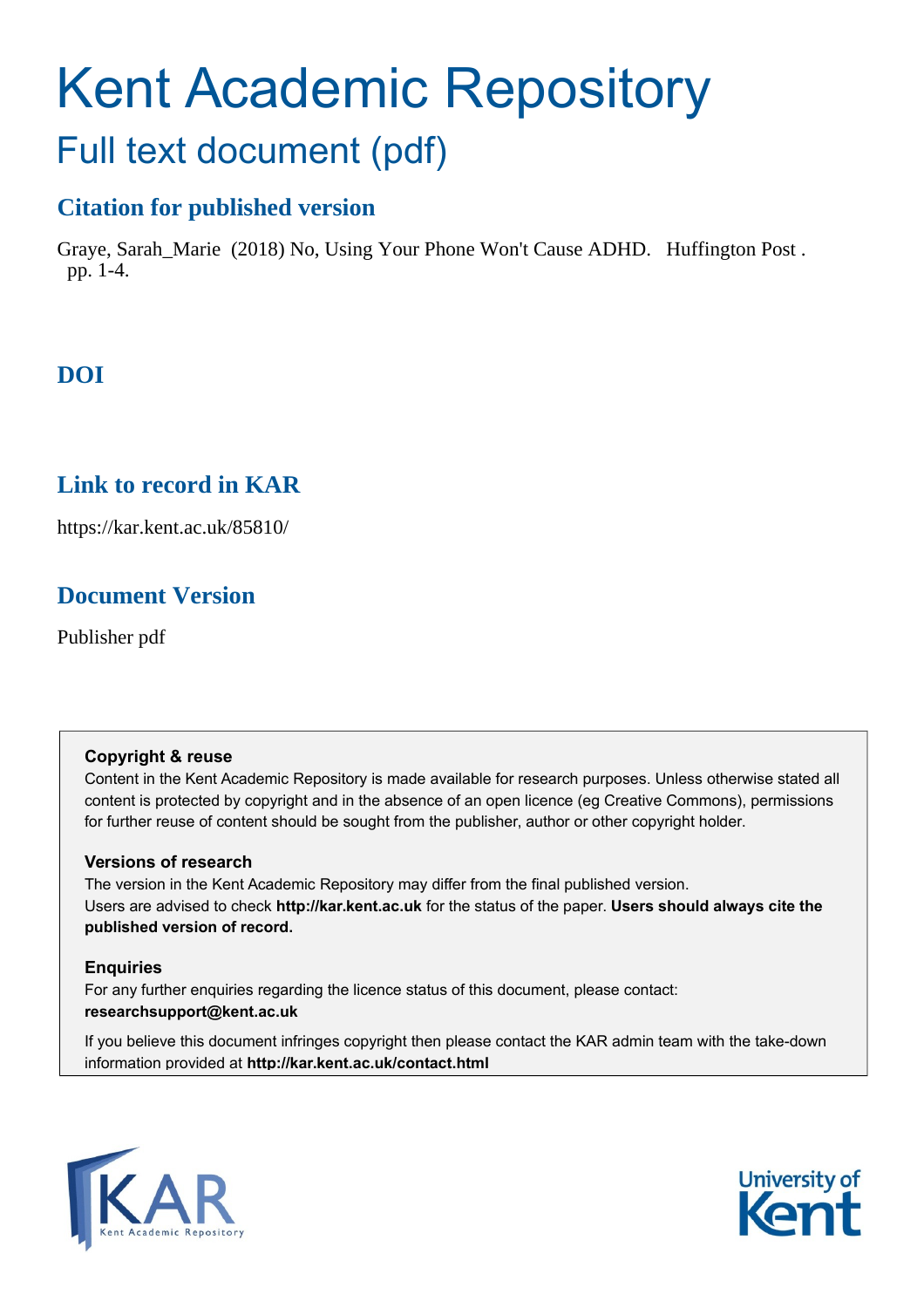# Kent Academic Repository

## Full text document (pdf)

### Citation for published version

Graye, Sarah_Marie (2018) No, Using Your Phone Won't Cause ADHD. Huffington Post . pp. 1-4.

### DOI

### Link to record in KAR

https://kar.kent.ac.uk/85810/

### Document Version

Publisher pdf

**Copyright & reuse**

Content in the Kent Academic Repository is made available for research purposes. Unless otherwise stated all content is protected by copyright and in the absence of an open licence (eg Creative Commons), permissions for further reuse of content should be sought from the publisher, author or other copyright holder.

**Versions of research**

The version in the Kent Academic Repository may differ from the final published version.
Users are advised to check **http://kar.kent.ac.uk** for the status of the paper. **Users should always cite the published version of record.**

**Enquiries**

For any further enquiries regarding the licence status of this document, please contact:
**researchsupport@kent.ac.uk**

If you believe this document infringes copyright then please contact the KAR admin team with the take-down information provided at **http://kar.kent.ac.uk/contact.html**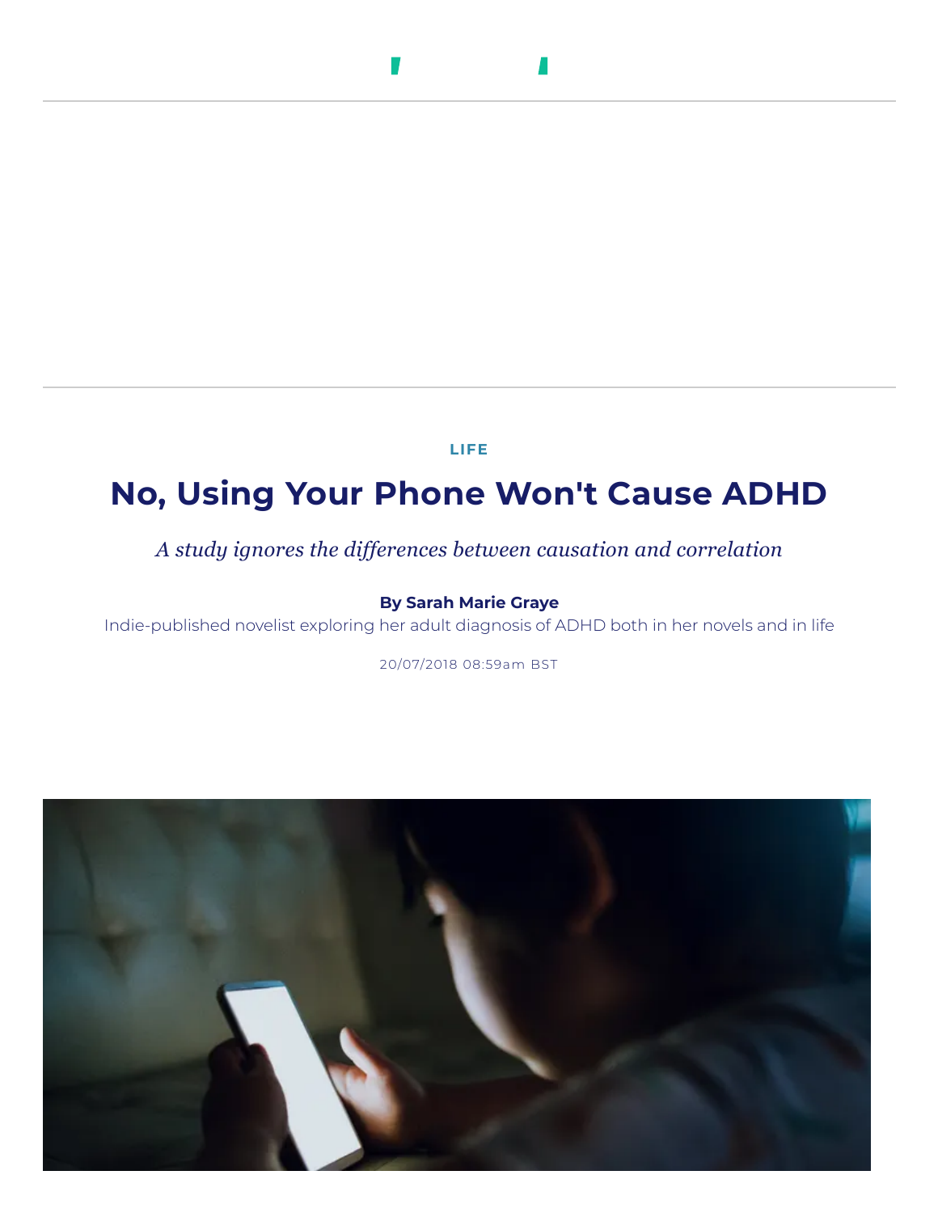LIFE

# No, Using Your Phone Won't Cause ADHD

*A study ignores the differences between causation and correlation*

**By Sarah Marie Graye**

Indie-published novelist exploring her adult diagnosis of ADHD both in her novels and in life

20/07/2018 08:59am BST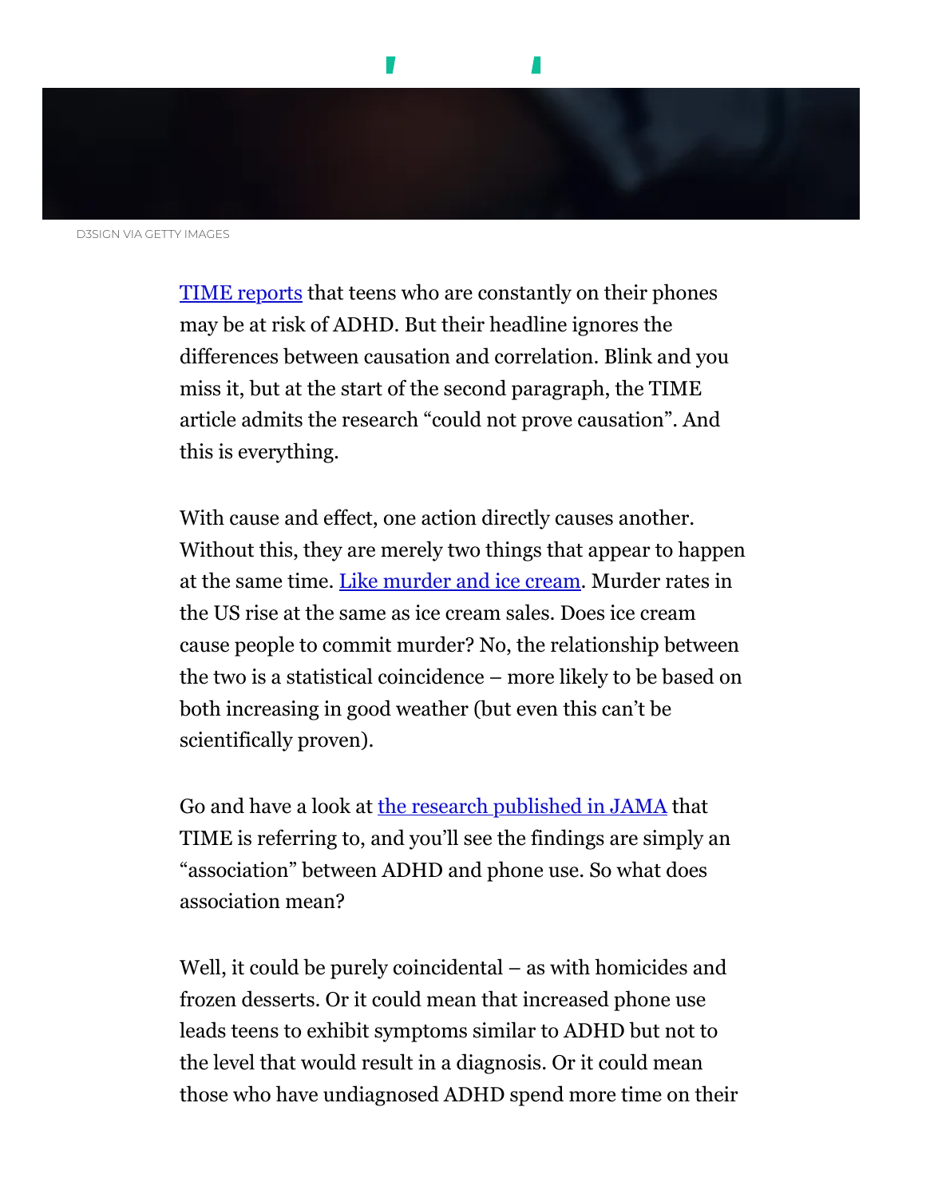D3SIGN VIA GETTY IMAGES

[TIME reports](#) that teens who are constantly on their phones may be at risk of ADHD. But their headline ignores the differences between causation and correlation. Blink and you miss it, but at the start of the second paragraph, the TIME article admits the research "could not prove causation". And this is everything.

With cause and effect, one action directly causes another. Without this, they are merely two things that appear to happen at the same time. [Like murder and ice cream](#). Murder rates in the US rise at the same as ice cream sales. Does ice cream cause people to commit murder? No, the relationship between the two is a statistical coincidence – more likely to be based on both increasing in good weather (but even this can't be scientifically proven).

Go and have a look at [the research published in JAMA](#) that TIME is referring to, and you'll see the findings are simply an "association" between ADHD and phone use. So what does association mean?

Well, it could be purely coincidental – as with homicides and frozen desserts. Or it could mean that increased phone use leads teens to exhibit symptoms similar to ADHD but not to the level that would result in a diagnosis. Or it could mean those who have undiagnosed ADHD spend more time on their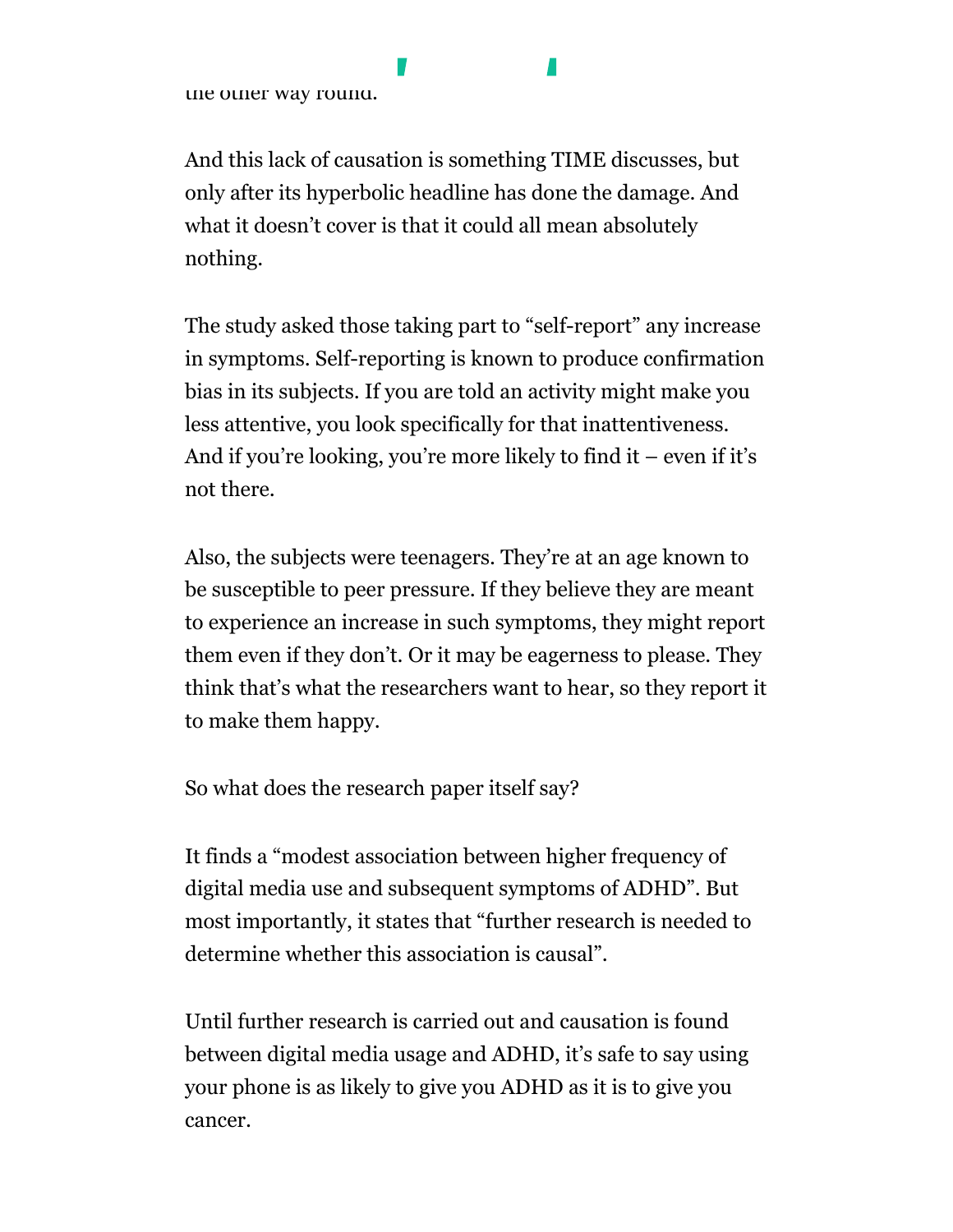the other way round.

And this lack of causation is something TIME discusses, but only after its hyperbolic headline has done the damage. And what it doesn't cover is that it could all mean absolutely nothing.

The study asked those taking part to "self-report" any increase in symptoms. Self-reporting is known to produce confirmation bias in its subjects. If you are told an activity might make you less attentive, you look specifically for that inattentiveness. And if you're looking, you're more likely to find it – even if it's not there.

Also, the subjects were teenagers. They're at an age known to be susceptible to peer pressure. If they believe they are meant to experience an increase in such symptoms, they might report them even if they don't. Or it may be eagerness to please. They think that's what the researchers want to hear, so they report it to make them happy.

So what does the research paper itself say?

It finds a "modest association between higher frequency of digital media use and subsequent symptoms of ADHD". But most importantly, it states that "further research is needed to determine whether this association is causal".

Until further research is carried out and causation is found between digital media usage and ADHD, it's safe to say using your phone is as likely to give you ADHD as it is to give you cancer.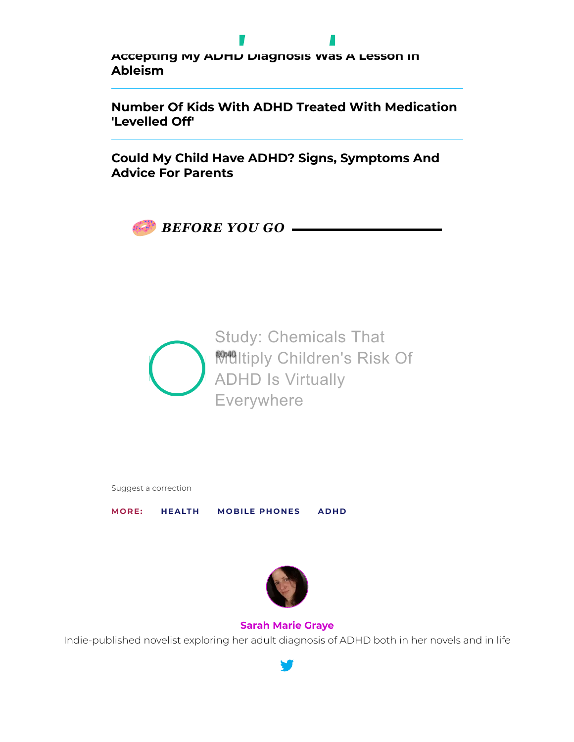Accepting My ADHD Diagnosis Was A Lesson In Ableism

**Number Of Kids With ADHD Treated With Medication 'Levelled Off'**

**Could My Child Have ADHD? Signs, Symptoms And Advice For Parents**

***BEFORE YOU GO***

Study: Chemicals That Multiply Children's Risk Of ADHD Is Virtually Everywhere

00:40

Suggest a correction

**MORE:** **HEALTH** **MOBILE PHONES** **ADHD**

**Sarah Marie Graye**

Indie-published novelist exploring her adult diagnosis of ADHD both in her novels and in life